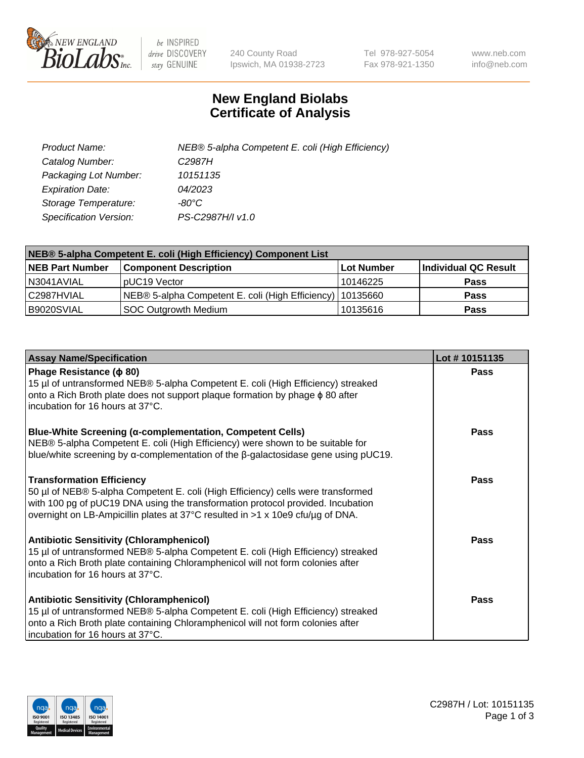New England BioLabs Inc. — be INSPIRED drive DISCOVERY stay GENUINE

240 County Road
Ipswich, MA 01938-2723

Tel 978-927-5054
Fax 978-921-1350

www.neb.com
info@neb.com

# New England Biolabs
# Certificate of Analysis

| | |
|---|---|
| *Product Name:* | *NEB® 5-alpha Competent E. coli (High Efficiency)* |
| *Catalog Number:* | *C2987H* |
| *Packaging Lot Number:* | *10151135* |
| *Expiration Date:* | *04/2023* |
| *Storage Temperature:* | *-80°C* |
| *Specification Version:* | *PS-C2987H/I v1.0* |

| NEB® 5-alpha Competent E. coli (High Efficiency) Component List | | | |
|---|---|---|---|
| **NEB Part Number** | **Component Description** | **Lot Number** | **Individual QC Result** |
| N3041AVIAL | pUC19 Vector | 10146225 | **Pass** |
| C2987HVIAL | NEB® 5-alpha Competent E. coli (High Efficiency) | 10135660 | **Pass** |
| B9020SVIAL | SOC Outgrowth Medium | 10135616 | **Pass** |

| Assay Name/Specification | Lot # 10151135 |
|---|---|
| **Phage Resistance (ϕ 80)**<br>15 µl of untransformed NEB® 5-alpha Competent E. coli (High Efficiency) streaked onto a Rich Broth plate does not support plaque formation by phage ϕ 80 after incubation for 16 hours at 37°C. | **Pass** |
| **Blue-White Screening (α-complementation, Competent Cells)**<br>NEB® 5-alpha Competent E. coli (High Efficiency) were shown to be suitable for blue/white screening by α-complementation of the β-galactosidase gene using pUC19. | **Pass** |
| **Transformation Efficiency**<br>50 µl of NEB® 5-alpha Competent E. coli (High Efficiency) cells were transformed with 100 pg of pUC19 DNA using the transformation protocol provided. Incubation overnight on LB-Ampicillin plates at 37°C resulted in >1 x 10e9 cfu/µg of DNA. | **Pass** |
| **Antibiotic Sensitivity (Chloramphenicol)**<br>15 µl of untransformed NEB® 5-alpha Competent E. coli (High Efficiency) streaked onto a Rich Broth plate containing Chloramphenicol will not form colonies after incubation for 16 hours at 37°C. | **Pass** |
| **Antibiotic Sensitivity (Chloramphenicol)**<br>15 µl of untransformed NEB® 5-alpha Competent E. coli (High Efficiency) streaked onto a Rich Broth plate containing Chloramphenicol will not form colonies after incubation for 16 hours at 37°C. | **Pass** |

C2987H / Lot: 10151135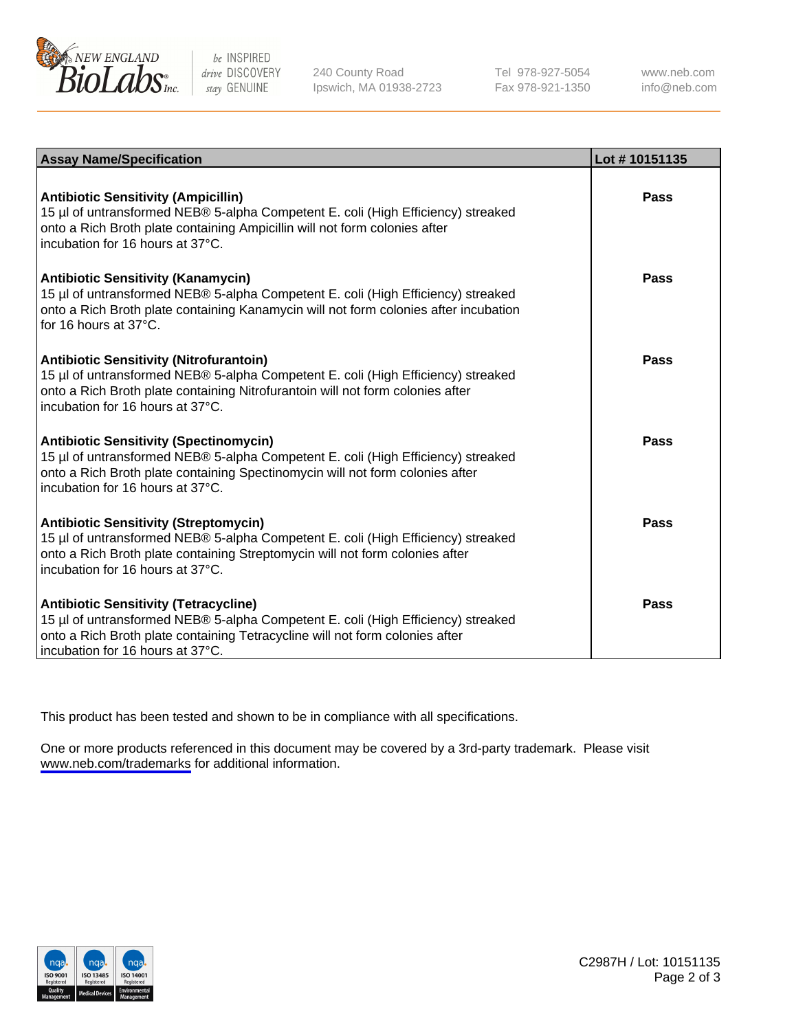| Assay Name/Specification | Lot # 10151135 |
|---|---|
| **Antibiotic Sensitivity (Ampicillin)**<br>15 µl of untransformed NEB® 5-alpha Competent E. coli (High Efficiency) streaked onto a Rich Broth plate containing Ampicillin will not form colonies after incubation for 16 hours at 37°C. | **Pass** |
| **Antibiotic Sensitivity (Kanamycin)**<br>15 µl of untransformed NEB® 5-alpha Competent E. coli (High Efficiency) streaked onto a Rich Broth plate containing Kanamycin will not form colonies after incubation for 16 hours at 37°C. | **Pass** |
| **Antibiotic Sensitivity (Nitrofurantoin)**<br>15 µl of untransformed NEB® 5-alpha Competent E. coli (High Efficiency) streaked onto a Rich Broth plate containing Nitrofurantoin will not form colonies after incubation for 16 hours at 37°C. | **Pass** |
| **Antibiotic Sensitivity (Spectinomycin)**<br>15 µl of untransformed NEB® 5-alpha Competent E. coli (High Efficiency) streaked onto a Rich Broth plate containing Spectinomycin will not form colonies after incubation for 16 hours at 37°C. | **Pass** |
| **Antibiotic Sensitivity (Streptomycin)**<br>15 µl of untransformed NEB® 5-alpha Competent E. coli (High Efficiency) streaked onto a Rich Broth plate containing Streptomycin will not form colonies after incubation for 16 hours at 37°C. | **Pass** |
| **Antibiotic Sensitivity (Tetracycline)**<br>15 µl of untransformed NEB® 5-alpha Competent E. coli (High Efficiency) streaked onto a Rich Broth plate containing Tetracycline will not form colonies after incubation for 16 hours at 37°C. | **Pass** |

This product has been tested and shown to be in compliance with all specifications.

One or more products referenced in this document may be covered by a 3rd-party trademark. Please visit www.neb.com/trademarks for additional information.

C2987H / Lot: 10151135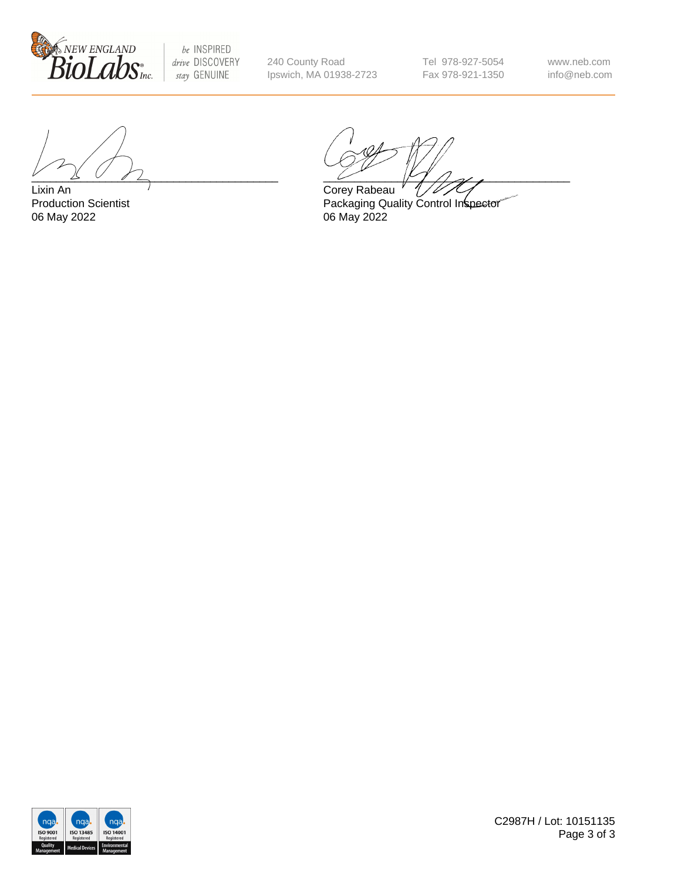Lixin An
Production Scientist
06 May 2022

Corey Rabeau
Packaging Quality Control Inspector
06 May 2022